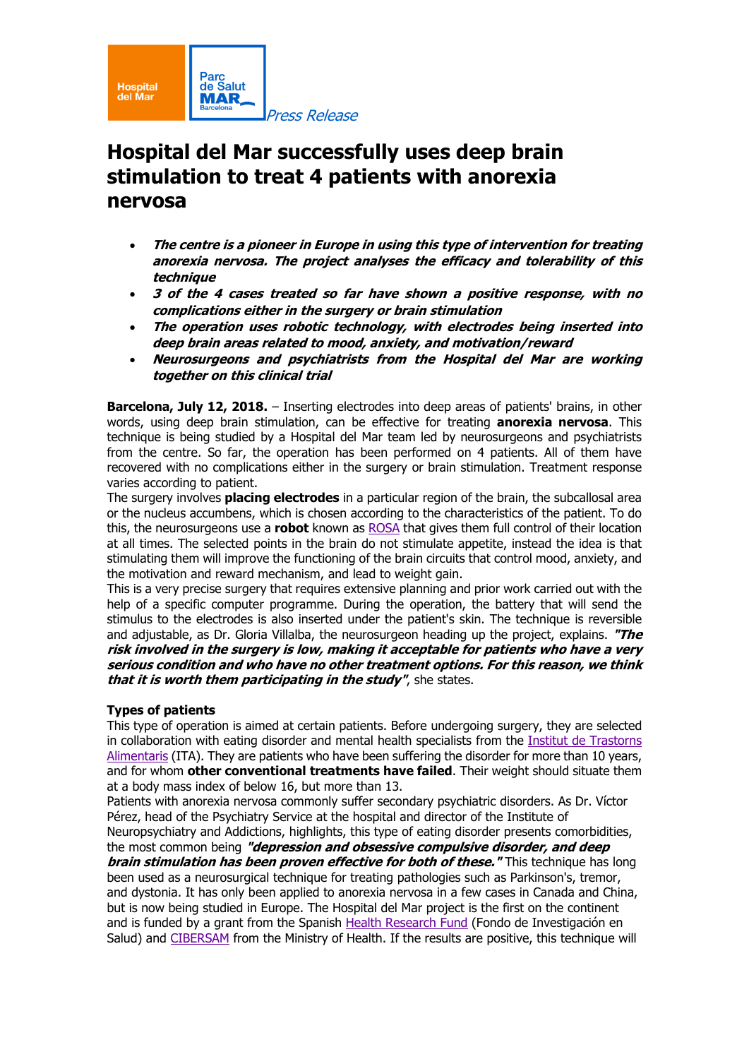Hospital del Mar

Parc de Salut MAR Barcelona

*Press Release*

# Hospital del Mar successfully uses deep brain stimulation to treat 4 patients with anorexia nervosa

- ***The centre is a pioneer in Europe in using this type of intervention for treating anorexia nervosa. The project analyses the efficacy and tolerability of this technique***
- ***3 of the 4 cases treated so far have shown a positive response, with no complications either in the surgery or brain stimulation***
- ***The operation uses robotic technology, with electrodes being inserted into deep brain areas related to mood, anxiety, and motivation/reward***
- ***Neurosurgeons and psychiatrists from the Hospital del Mar are working together on this clinical trial***

**Barcelona, July 12, 2018.** – Inserting electrodes into deep areas of patients' brains, in other words, using deep brain stimulation, can be effective for treating **anorexia nervosa**. This technique is being studied by a Hospital del Mar team led by neurosurgeons and psychiatrists from the centre. So far, the operation has been performed on 4 patients. All of them have recovered with no complications either in the surgery or brain stimulation. Treatment response varies according to patient.

The surgery involves **placing electrodes** in a particular region of the brain, the subcallosal area or the nucleus accumbens, which is chosen according to the characteristics of the patient. To do this, the neurosurgeons use a **robot** known as ROSA that gives them full control of their location at all times. The selected points in the brain do not stimulate appetite, instead the idea is that stimulating them will improve the functioning of the brain circuits that control mood, anxiety, and the motivation and reward mechanism, and lead to weight gain.

This is a very precise surgery that requires extensive planning and prior work carried out with the help of a specific computer programme. During the operation, the battery that will send the stimulus to the electrodes is also inserted under the patient's skin. The technique is reversible and adjustable, as Dr. Gloria Villalba, the neurosurgeon heading up the project, explains. ***"The risk involved in the surgery is low, making it acceptable for patients who have a very serious condition and who have no other treatment options. For this reason, we think that it is worth them participating in the study"***, she states.

### Types of patients

This type of operation is aimed at certain patients. Before undergoing surgery, they are selected in collaboration with eating disorder and mental health specialists from the Institut de Trastorns Alimentaris (ITA). They are patients who have been suffering the disorder for more than 10 years, and for whom **other conventional treatments have failed**. Their weight should situate them at a body mass index of below 16, but more than 13.

Patients with anorexia nervosa commonly suffer secondary psychiatric disorders. As Dr. Víctor Pérez, head of the Psychiatry Service at the hospital and director of the Institute of Neuropsychiatry and Addictions, highlights, this type of eating disorder presents comorbidities, the most common being ***"depression and obsessive compulsive disorder, and deep brain stimulation has been proven effective for both of these."*** This technique has long been used as a neurosurgical technique for treating pathologies such as Parkinson's, tremor, and dystonia. It has only been applied to anorexia nervosa in a few cases in Canada and China, but is now being studied in Europe. The Hospital del Mar project is the first on the continent and is funded by a grant from the Spanish Health Research Fund (Fondo de Investigación en Salud) and CIBERSAM from the Ministry of Health. If the results are positive, this technique will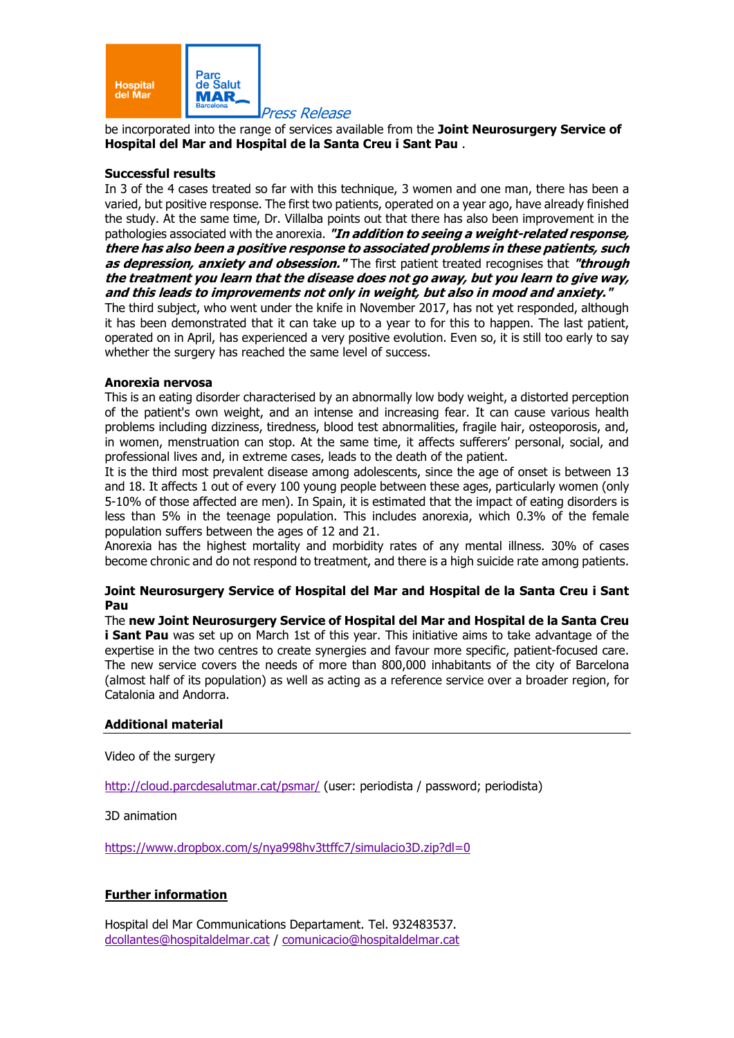be incorporated into the range of services available from the **Joint Neurosurgery Service of Hospital del Mar and Hospital de la Santa Creu i Sant Pau** .

**Successful results**

In 3 of the 4 cases treated so far with this technique, 3 women and one man, there has been a varied, but positive response. The first two patients, operated on a year ago, have already finished the study. At the same time, Dr. Villalba points out that there has also been improvement in the pathologies associated with the anorexia. ***"In addition to seeing a weight-related response, there has also been a positive response to associated problems in these patients, such as depression, anxiety and obsession."*** The first patient treated recognises that ***"through the treatment you learn that the disease does not go away, but you learn to give way, and this leads to improvements not only in weight, but also in mood and anxiety."***

The third subject, who went under the knife in November 2017, has not yet responded, although it has been demonstrated that it can take up to a year to for this to happen. The last patient, operated on in April, has experienced a very positive evolution. Even so, it is still too early to say whether the surgery has reached the same level of success.

**Anorexia nervosa**

This is an eating disorder characterised by an abnormally low body weight, a distorted perception of the patient's own weight, and an intense and increasing fear. It can cause various health problems including dizziness, tiredness, blood test abnormalities, fragile hair, osteoporosis, and, in women, menstruation can stop. At the same time, it affects sufferers' personal, social, and professional lives and, in extreme cases, leads to the death of the patient.

It is the third most prevalent disease among adolescents, since the age of onset is between 13 and 18. It affects 1 out of every 100 young people between these ages, particularly women (only 5-10% of those affected are men). In Spain, it is estimated that the impact of eating disorders is less than 5% in the teenage population. This includes anorexia, which 0.3% of the female population suffers between the ages of 12 and 21.

Anorexia has the highest mortality and morbidity rates of any mental illness. 30% of cases become chronic and do not respond to treatment, and there is a high suicide rate among patients.

**Joint Neurosurgery Service of Hospital del Mar and Hospital de la Santa Creu i Sant Pau**

The **new Joint Neurosurgery Service of Hospital del Mar and Hospital de la Santa Creu i Sant Pau** was set up on March 1st of this year. This initiative aims to take advantage of the expertise in the two centres to create synergies and favour more specific, patient-focused care. The new service covers the needs of more than 800,000 inhabitants of the city of Barcelona (almost half of its population) as well as acting as a reference service over a broader region, for Catalonia and Andorra.

**Additional material**

Video of the surgery

http://cloud.parcdesalutmar.cat/psmar/ (user: periodista / password; periodista)

3D animation

https://www.dropbox.com/s/nya998hv3ttffc7/simulacio3D.zip?dl=0

**Further information**

Hospital del Mar Communications Departament. Tel. 932483537.
dcollantes@hospitaldelmar.cat / comunicacio@hospitaldelmar.cat